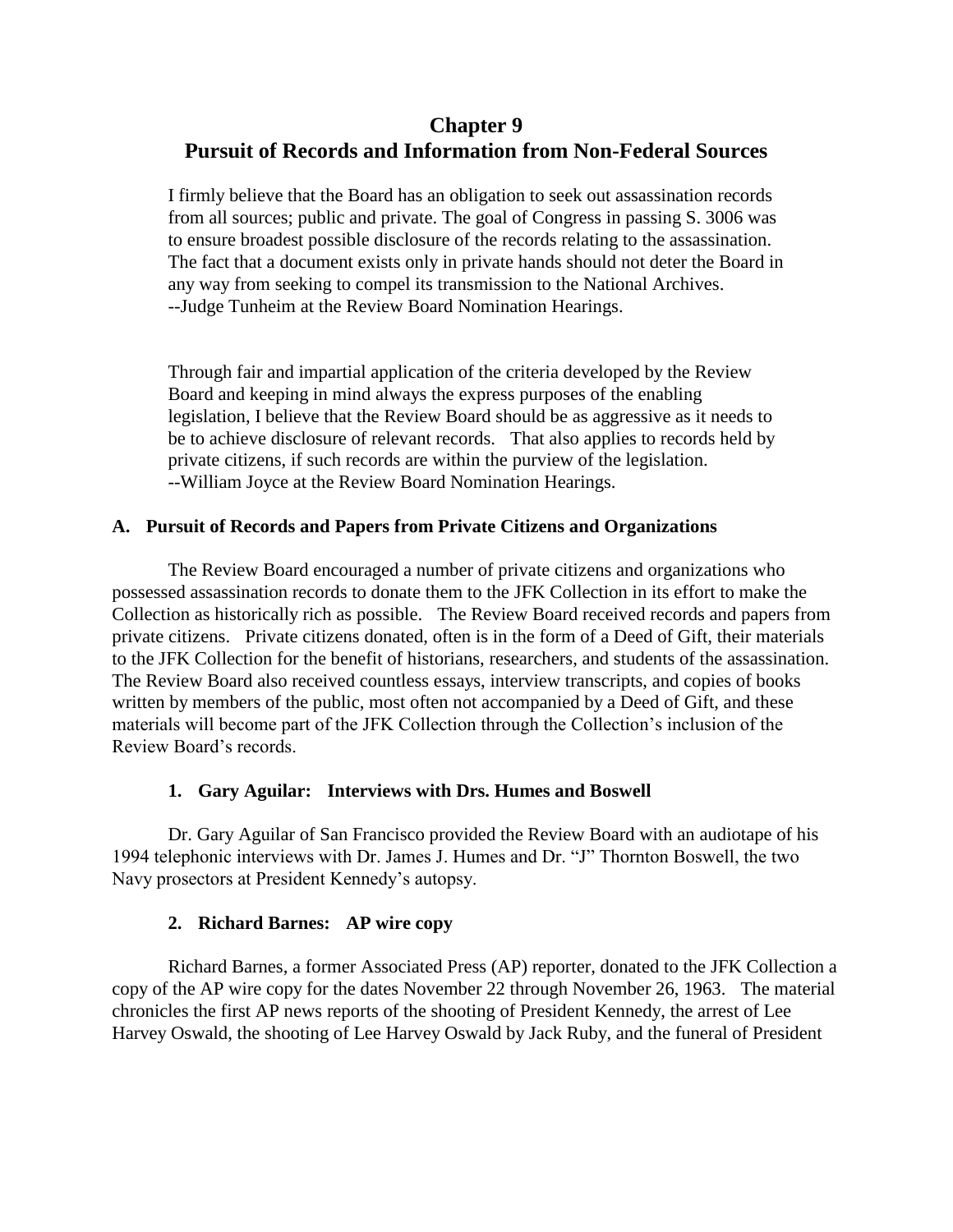# Chapter 9
# Pursuit of Records and Information from Non-Federal Sources

> I firmly believe that the Board has an obligation to seek out assassination records from all sources; public and private. The goal of Congress in passing S. 3006 was to ensure broadest possible disclosure of the records relating to the assassination. The fact that a document exists only in private hands should not deter the Board in any way from seeking to compel its transmission to the National Archives.
> --Judge Tunheim at the Review Board Nomination Hearings.

> Through fair and impartial application of the criteria developed by the Review Board and keeping in mind always the express purposes of the enabling legislation, I believe that the Review Board should be as aggressive as it needs to be to achieve disclosure of relevant records. That also applies to records held by private citizens, if such records are within the purview of the legislation.
> --William Joyce at the Review Board Nomination Hearings.

## A. Pursuit of Records and Papers from Private Citizens and Organizations

The Review Board encouraged a number of private citizens and organizations who possessed assassination records to donate them to the JFK Collection in its effort to make the Collection as historically rich as possible. The Review Board received records and papers from private citizens. Private citizens donated, often is in the form of a Deed of Gift, their materials to the JFK Collection for the benefit of historians, researchers, and students of the assassination. The Review Board also received countless essays, interview transcripts, and copies of books written by members of the public, most often not accompanied by a Deed of Gift, and these materials will become part of the JFK Collection through the Collection's inclusion of the Review Board's records.

### 1. Gary Aguilar: Interviews with Drs. Humes and Boswell

Dr. Gary Aguilar of San Francisco provided the Review Board with an audiotape of his 1994 telephonic interviews with Dr. James J. Humes and Dr. "J" Thornton Boswell, the two Navy prosectors at President Kennedy's autopsy.

### 2. Richard Barnes: AP wire copy

Richard Barnes, a former Associated Press (AP) reporter, donated to the JFK Collection a copy of the AP wire copy for the dates November 22 through November 26, 1963. The material chronicles the first AP news reports of the shooting of President Kennedy, the arrest of Lee Harvey Oswald, the shooting of Lee Harvey Oswald by Jack Ruby, and the funeral of President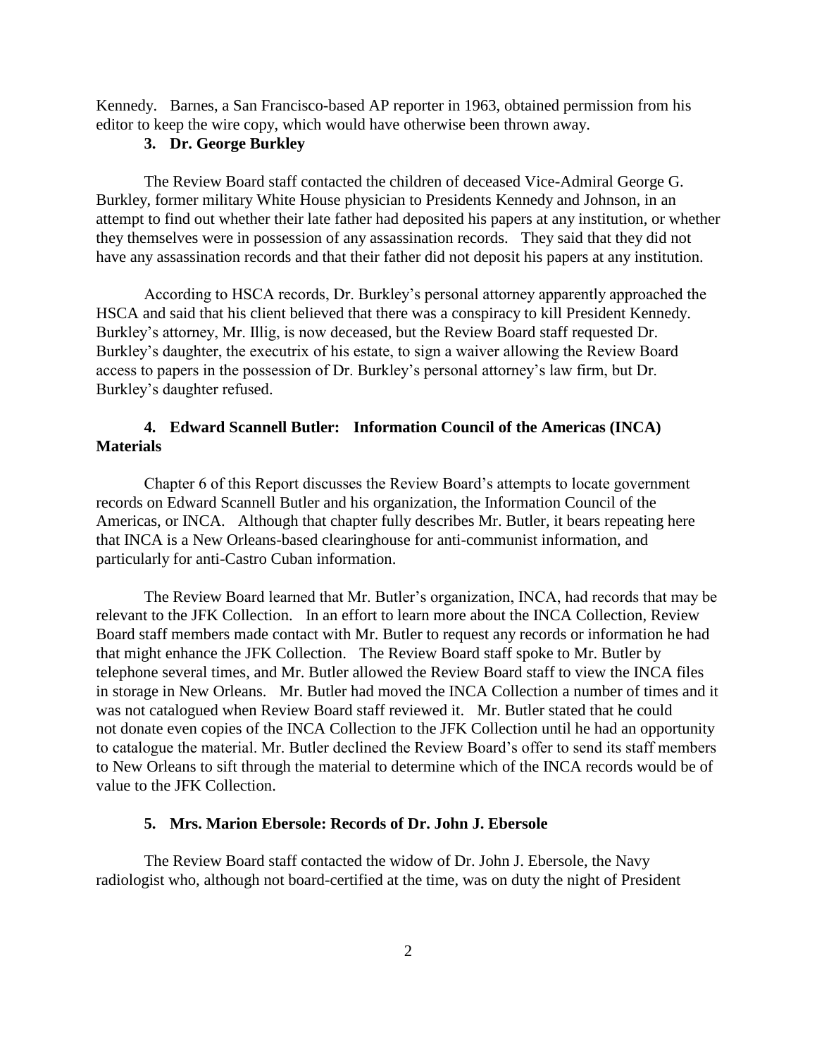Kennedy. Barnes, a San Francisco-based AP reporter in 1963, obtained permission from his editor to keep the wire copy, which would have otherwise been thrown away.

### 3. Dr. George Burkley

The Review Board staff contacted the children of deceased Vice-Admiral George G. Burkley, former military White House physician to Presidents Kennedy and Johnson, in an attempt to find out whether their late father had deposited his papers at any institution, or whether they themselves were in possession of any assassination records. They said that they did not have any assassination records and that their father did not deposit his papers at any institution.

According to HSCA records, Dr. Burkley's personal attorney apparently approached the HSCA and said that his client believed that there was a conspiracy to kill President Kennedy. Burkley's attorney, Mr. Illig, is now deceased, but the Review Board staff requested Dr. Burkley's daughter, the executrix of his estate, to sign a waiver allowing the Review Board access to papers in the possession of Dr. Burkley's personal attorney's law firm, but Dr. Burkley's daughter refused.

### 4. Edward Scannell Butler: Information Council of the Americas (INCA) Materials

Chapter 6 of this Report discusses the Review Board's attempts to locate government records on Edward Scannell Butler and his organization, the Information Council of the Americas, or INCA. Although that chapter fully describes Mr. Butler, it bears repeating here that INCA is a New Orleans-based clearinghouse for anti-communist information, and particularly for anti-Castro Cuban information.

The Review Board learned that Mr. Butler's organization, INCA, had records that may be relevant to the JFK Collection. In an effort to learn more about the INCA Collection, Review Board staff members made contact with Mr. Butler to request any records or information he had that might enhance the JFK Collection. The Review Board staff spoke to Mr. Butler by telephone several times, and Mr. Butler allowed the Review Board staff to view the INCA files in storage in New Orleans. Mr. Butler had moved the INCA Collection a number of times and it was not catalogued when Review Board staff reviewed it. Mr. Butler stated that he could not donate even copies of the INCA Collection to the JFK Collection until he had an opportunity to catalogue the material. Mr. Butler declined the Review Board's offer to send its staff members to New Orleans to sift through the material to determine which of the INCA records would be of value to the JFK Collection.

### 5. Mrs. Marion Ebersole: Records of Dr. John J. Ebersole

The Review Board staff contacted the widow of Dr. John J. Ebersole, the Navy radiologist who, although not board-certified at the time, was on duty the night of President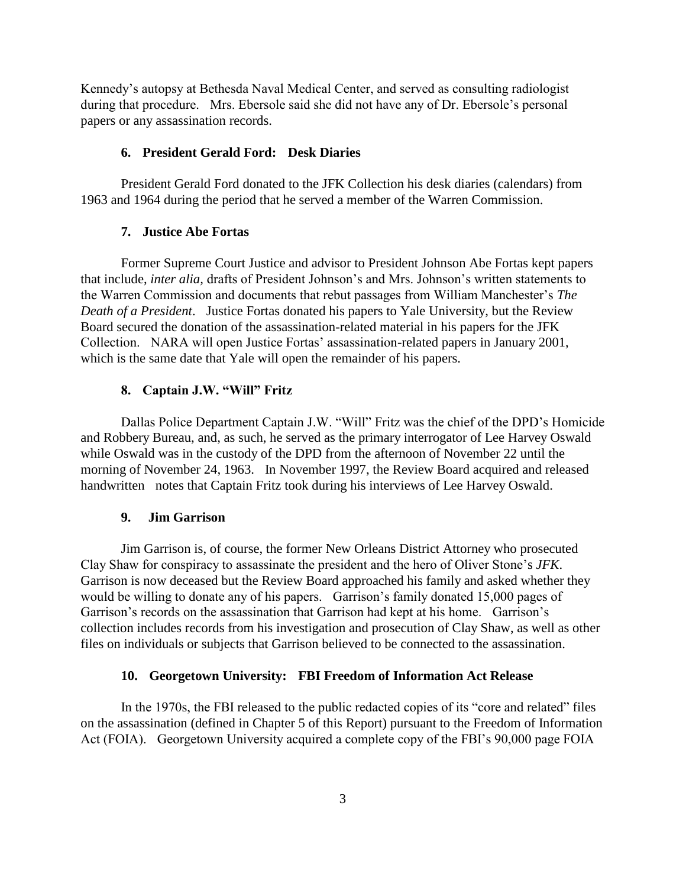Kennedy's autopsy at Bethesda Naval Medical Center, and served as consulting radiologist during that procedure. Mrs. Ebersole said she did not have any of Dr. Ebersole's personal papers or any assassination records.

#### 6. President Gerald Ford: Desk Diaries

President Gerald Ford donated to the JFK Collection his desk diaries (calendars) from 1963 and 1964 during the period that he served a member of the Warren Commission.

#### 7. Justice Abe Fortas

Former Supreme Court Justice and advisor to President Johnson Abe Fortas kept papers that include, *inter alia*, drafts of President Johnson's and Mrs. Johnson's written statements to the Warren Commission and documents that rebut passages from William Manchester's *The Death of a President*. Justice Fortas donated his papers to Yale University, but the Review Board secured the donation of the assassination-related material in his papers for the JFK Collection. NARA will open Justice Fortas' assassination-related papers in January 2001, which is the same date that Yale will open the remainder of his papers.

#### 8. Captain J.W. "Will" Fritz

Dallas Police Department Captain J.W. "Will" Fritz was the chief of the DPD's Homicide and Robbery Bureau, and, as such, he served as the primary interrogator of Lee Harvey Oswald while Oswald was in the custody of the DPD from the afternoon of November 22 until the morning of November 24, 1963. In November 1997, the Review Board acquired and released handwritten notes that Captain Fritz took during his interviews of Lee Harvey Oswald.

#### 9. Jim Garrison

Jim Garrison is, of course, the former New Orleans District Attorney who prosecuted Clay Shaw for conspiracy to assassinate the president and the hero of Oliver Stone's *JFK*. Garrison is now deceased but the Review Board approached his family and asked whether they would be willing to donate any of his papers. Garrison's family donated 15,000 pages of Garrison's records on the assassination that Garrison had kept at his home. Garrison's collection includes records from his investigation and prosecution of Clay Shaw, as well as other files on individuals or subjects that Garrison believed to be connected to the assassination.

#### 10. Georgetown University: FBI Freedom of Information Act Release

In the 1970s, the FBI released to the public redacted copies of its "core and related" files on the assassination (defined in Chapter 5 of this Report) pursuant to the Freedom of Information Act (FOIA). Georgetown University acquired a complete copy of the FBI's 90,000 page FOIA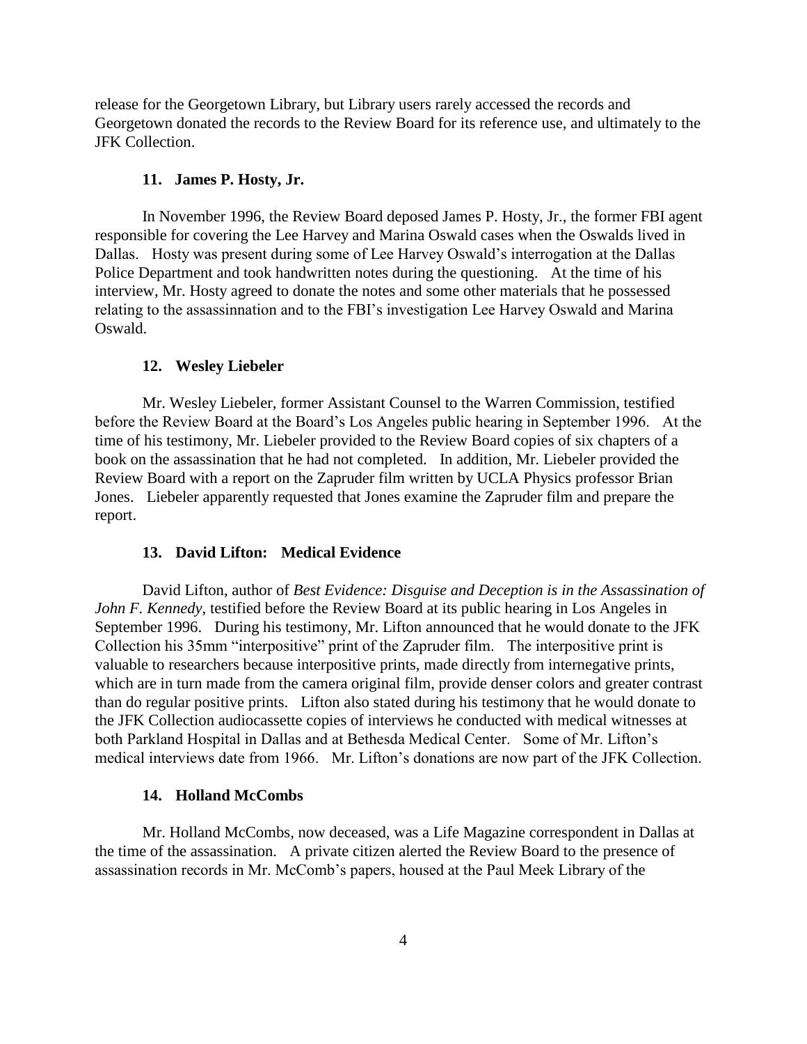release for the Georgetown Library, but Library users rarely accessed the records and Georgetown donated the records to the Review Board for its reference use, and ultimately to the JFK Collection.

### 11. James P. Hosty, Jr.

In November 1996, the Review Board deposed James P. Hosty, Jr., the former FBI agent responsible for covering the Lee Harvey and Marina Oswald cases when the Oswalds lived in Dallas. Hosty was present during some of Lee Harvey Oswald's interrogation at the Dallas Police Department and took handwritten notes during the questioning. At the time of his interview, Mr. Hosty agreed to donate the notes and some other materials that he possessed relating to the assassinnation and to the FBI's investigation Lee Harvey Oswald and Marina Oswald.

### 12. Wesley Liebeler

Mr. Wesley Liebeler, former Assistant Counsel to the Warren Commission, testified before the Review Board at the Board's Los Angeles public hearing in September 1996. At the time of his testimony, Mr. Liebeler provided to the Review Board copies of six chapters of a book on the assassination that he had not completed. In addition, Mr. Liebeler provided the Review Board with a report on the Zapruder film written by UCLA Physics professor Brian Jones. Liebeler apparently requested that Jones examine the Zapruder film and prepare the report.

### 13. David Lifton: Medical Evidence

David Lifton, author of *Best Evidence: Disguise and Deception is in the Assassination of John F. Kennedy*, testified before the Review Board at its public hearing in Los Angeles in September 1996. During his testimony, Mr. Lifton announced that he would donate to the JFK Collection his 35mm "interpositive" print of the Zapruder film. The interpositive print is valuable to researchers because interpositive prints, made directly from internegative prints, which are in turn made from the camera original film, provide denser colors and greater contrast than do regular positive prints. Lifton also stated during his testimony that he would donate to the JFK Collection audiocassette copies of interviews he conducted with medical witnesses at both Parkland Hospital in Dallas and at Bethesda Medical Center. Some of Mr. Lifton's medical interviews date from 1966. Mr. Lifton's donations are now part of the JFK Collection.

### 14. Holland McCombs

Mr. Holland McCombs, now deceased, was a Life Magazine correspondent in Dallas at the time of the assassination. A private citizen alerted the Review Board to the presence of assassination records in Mr. McComb's papers, housed at the Paul Meek Library of the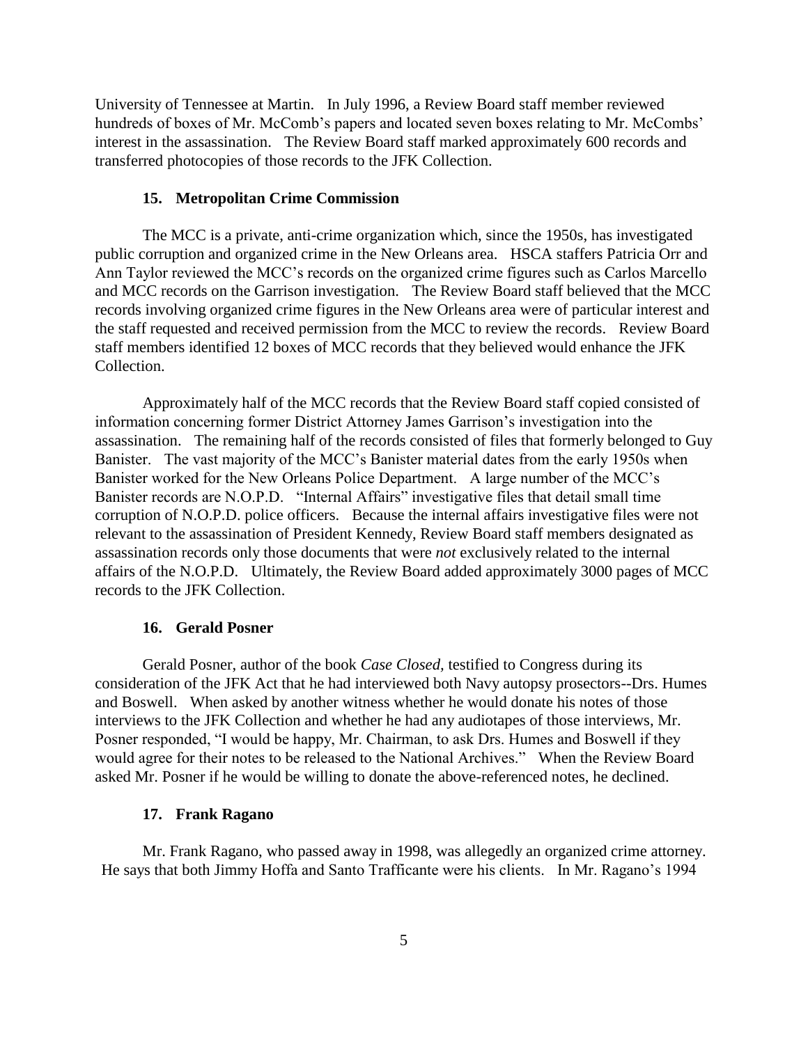University of Tennessee at Martin. In July 1996, a Review Board staff member reviewed hundreds of boxes of Mr. McComb's papers and located seven boxes relating to Mr. McCombs' interest in the assassination. The Review Board staff marked approximately 600 records and transferred photocopies of those records to the JFK Collection.

### 15. Metropolitan Crime Commission

The MCC is a private, anti-crime organization which, since the 1950s, has investigated public corruption and organized crime in the New Orleans area. HSCA staffers Patricia Orr and Ann Taylor reviewed the MCC's records on the organized crime figures such as Carlos Marcello and MCC records on the Garrison investigation. The Review Board staff believed that the MCC records involving organized crime figures in the New Orleans area were of particular interest and the staff requested and received permission from the MCC to review the records. Review Board staff members identified 12 boxes of MCC records that they believed would enhance the JFK Collection.

Approximately half of the MCC records that the Review Board staff copied consisted of information concerning former District Attorney James Garrison's investigation into the assassination. The remaining half of the records consisted of files that formerly belonged to Guy Banister. The vast majority of the MCC's Banister material dates from the early 1950s when Banister worked for the New Orleans Police Department. A large number of the MCC's Banister records are N.O.P.D. "Internal Affairs" investigative files that detail small time corruption of N.O.P.D. police officers. Because the internal affairs investigative files were not relevant to the assassination of President Kennedy, Review Board staff members designated as assassination records only those documents that were *not* exclusively related to the internal affairs of the N.O.P.D. Ultimately, the Review Board added approximately 3000 pages of MCC records to the JFK Collection.

### 16. Gerald Posner

Gerald Posner, author of the book *Case Closed*, testified to Congress during its consideration of the JFK Act that he had interviewed both Navy autopsy prosectors--Drs. Humes and Boswell. When asked by another witness whether he would donate his notes of those interviews to the JFK Collection and whether he had any audiotapes of those interviews, Mr. Posner responded, "I would be happy, Mr. Chairman, to ask Drs. Humes and Boswell if they would agree for their notes to be released to the National Archives." When the Review Board asked Mr. Posner if he would be willing to donate the above-referenced notes, he declined.

### 17. Frank Ragano

Mr. Frank Ragano, who passed away in 1998, was allegedly an organized crime attorney. He says that both Jimmy Hoffa and Santo Trafficante were his clients. In Mr. Ragano's 1994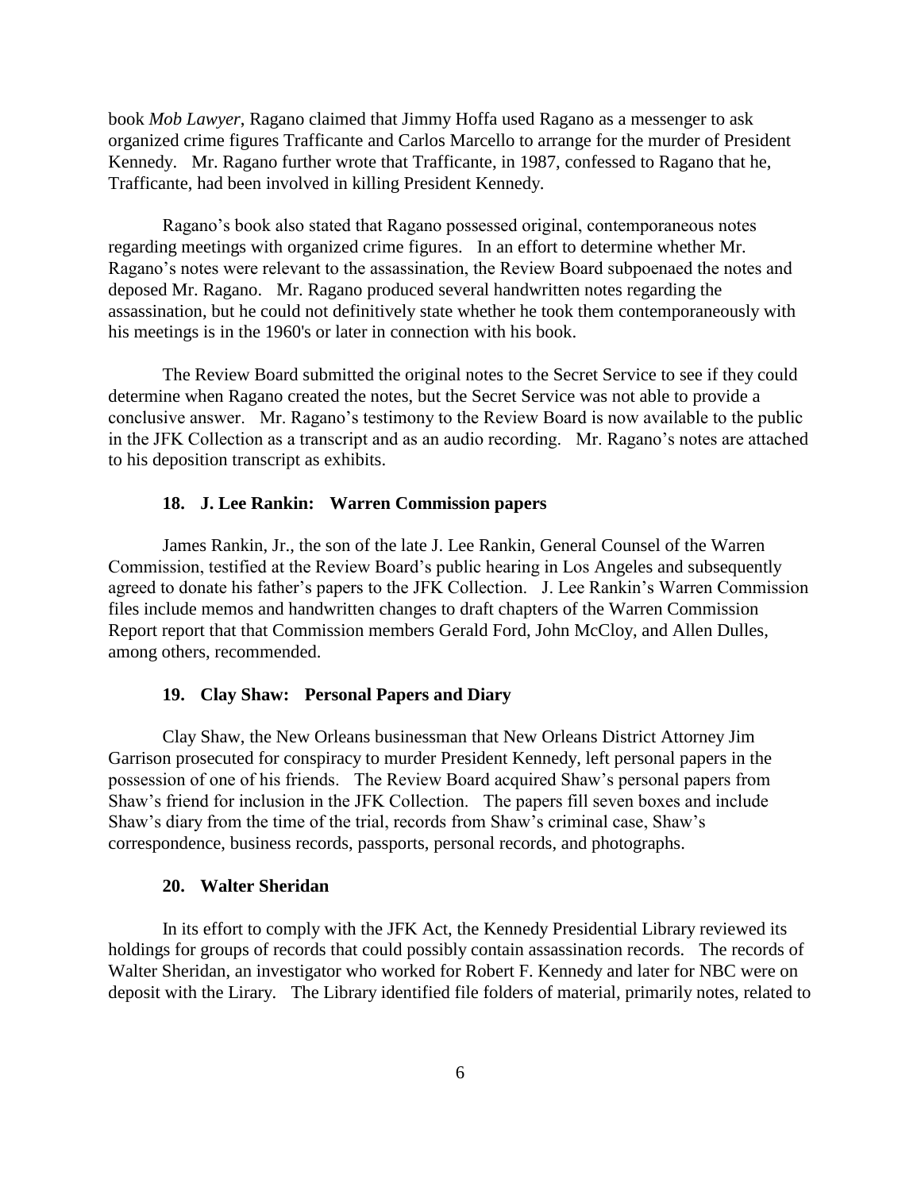book *Mob Lawyer*, Ragano claimed that Jimmy Hoffa used Ragano as a messenger to ask organized crime figures Trafficante and Carlos Marcello to arrange for the murder of President Kennedy. Mr. Ragano further wrote that Trafficante, in 1987, confessed to Ragano that he, Trafficante, had been involved in killing President Kennedy.

Ragano's book also stated that Ragano possessed original, contemporaneous notes regarding meetings with organized crime figures. In an effort to determine whether Mr. Ragano's notes were relevant to the assassination, the Review Board subpoenaed the notes and deposed Mr. Ragano. Mr. Ragano produced several handwritten notes regarding the assassination, but he could not definitively state whether he took them contemporaneously with his meetings is in the 1960's or later in connection with his book.

The Review Board submitted the original notes to the Secret Service to see if they could determine when Ragano created the notes, but the Secret Service was not able to provide a conclusive answer. Mr. Ragano's testimony to the Review Board is now available to the public in the JFK Collection as a transcript and as an audio recording. Mr. Ragano's notes are attached to his deposition transcript as exhibits.

#### 18. J. Lee Rankin: Warren Commission papers

James Rankin, Jr., the son of the late J. Lee Rankin, General Counsel of the Warren Commission, testified at the Review Board's public hearing in Los Angeles and subsequently agreed to donate his father's papers to the JFK Collection. J. Lee Rankin's Warren Commission files include memos and handwritten changes to draft chapters of the Warren Commission Report report that that Commission members Gerald Ford, John McCloy, and Allen Dulles, among others, recommended.

#### 19. Clay Shaw: Personal Papers and Diary

Clay Shaw, the New Orleans businessman that New Orleans District Attorney Jim Garrison prosecuted for conspiracy to murder President Kennedy, left personal papers in the possession of one of his friends. The Review Board acquired Shaw's personal papers from Shaw's friend for inclusion in the JFK Collection. The papers fill seven boxes and include Shaw's diary from the time of the trial, records from Shaw's criminal case, Shaw's correspondence, business records, passports, personal records, and photographs.

#### 20. Walter Sheridan

In its effort to comply with the JFK Act, the Kennedy Presidential Library reviewed its holdings for groups of records that could possibly contain assassination records. The records of Walter Sheridan, an investigator who worked for Robert F. Kennedy and later for NBC were on deposit with the Lirary. The Library identified file folders of material, primarily notes, related to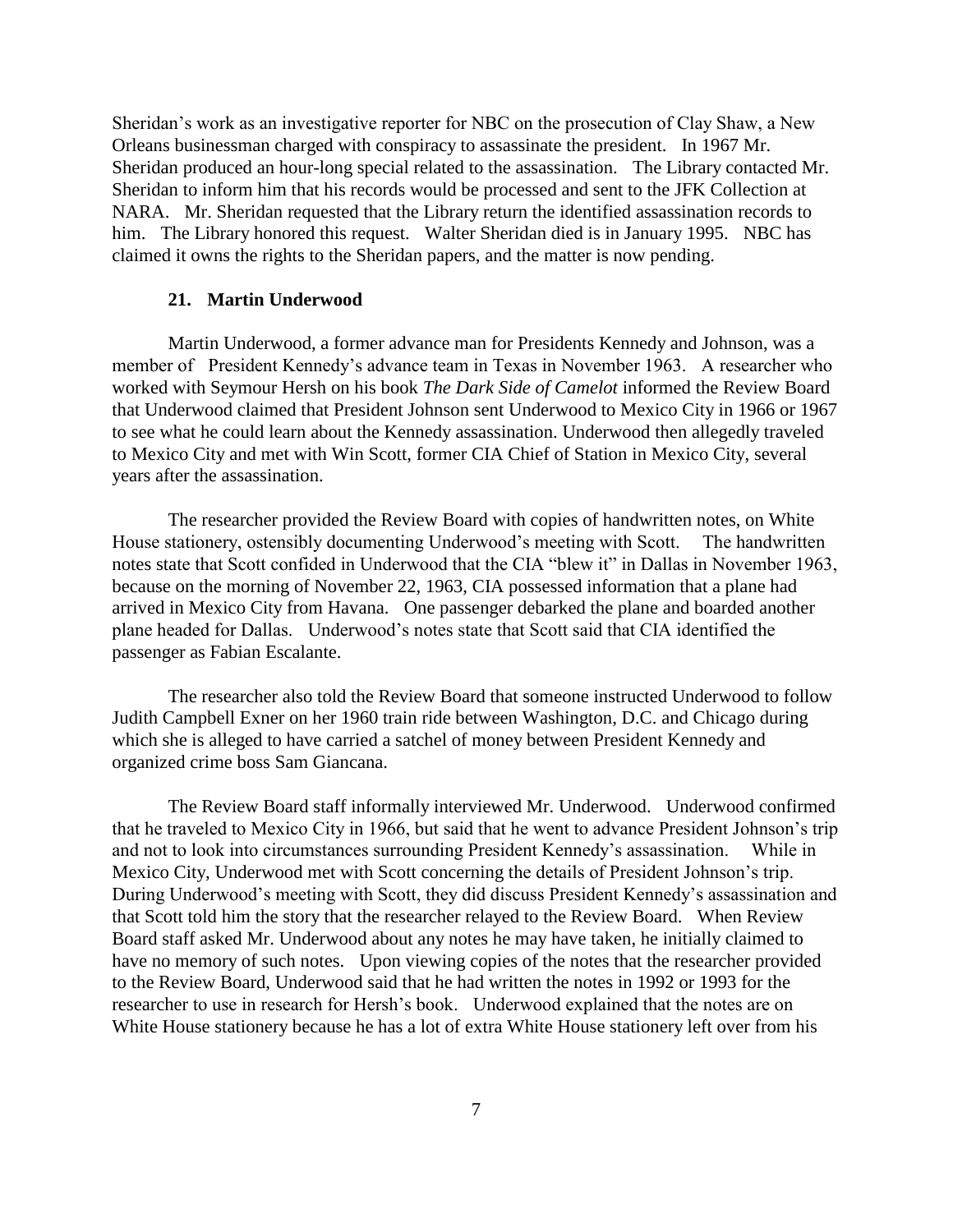Sheridan's work as an investigative reporter for NBC on the prosecution of Clay Shaw, a New Orleans businessman charged with conspiracy to assassinate the president. In 1967 Mr. Sheridan produced an hour-long special related to the assassination. The Library contacted Mr. Sheridan to inform him that his records would be processed and sent to the JFK Collection at NARA. Mr. Sheridan requested that the Library return the identified assassination records to him. The Library honored this request. Walter Sheridan died is in January 1995. NBC has claimed it owns the rights to the Sheridan papers, and the matter is now pending.

### 21. Martin Underwood

Martin Underwood, a former advance man for Presidents Kennedy and Johnson, was a member of President Kennedy's advance team in Texas in November 1963. A researcher who worked with Seymour Hersh on his book *The Dark Side of Camelot* informed the Review Board that Underwood claimed that President Johnson sent Underwood to Mexico City in 1966 or 1967 to see what he could learn about the Kennedy assassination. Underwood then allegedly traveled to Mexico City and met with Win Scott, former CIA Chief of Station in Mexico City, several years after the assassination.

The researcher provided the Review Board with copies of handwritten notes, on White House stationery, ostensibly documenting Underwood's meeting with Scott. The handwritten notes state that Scott confided in Underwood that the CIA "blew it" in Dallas in November 1963, because on the morning of November 22, 1963, CIA possessed information that a plane had arrived in Mexico City from Havana. One passenger debarked the plane and boarded another plane headed for Dallas. Underwood's notes state that Scott said that CIA identified the passenger as Fabian Escalante.

The researcher also told the Review Board that someone instructed Underwood to follow Judith Campbell Exner on her 1960 train ride between Washington, D.C. and Chicago during which she is alleged to have carried a satchel of money between President Kennedy and organized crime boss Sam Giancana.

The Review Board staff informally interviewed Mr. Underwood. Underwood confirmed that he traveled to Mexico City in 1966, but said that he went to advance President Johnson's trip and not to look into circumstances surrounding President Kennedy's assassination. While in Mexico City, Underwood met with Scott concerning the details of President Johnson's trip. During Underwood's meeting with Scott, they did discuss President Kennedy's assassination and that Scott told him the story that the researcher relayed to the Review Board. When Review Board staff asked Mr. Underwood about any notes he may have taken, he initially claimed to have no memory of such notes. Upon viewing copies of the notes that the researcher provided to the Review Board, Underwood said that he had written the notes in 1992 or 1993 for the researcher to use in research for Hersh's book. Underwood explained that the notes are on White House stationery because he has a lot of extra White House stationery left over from his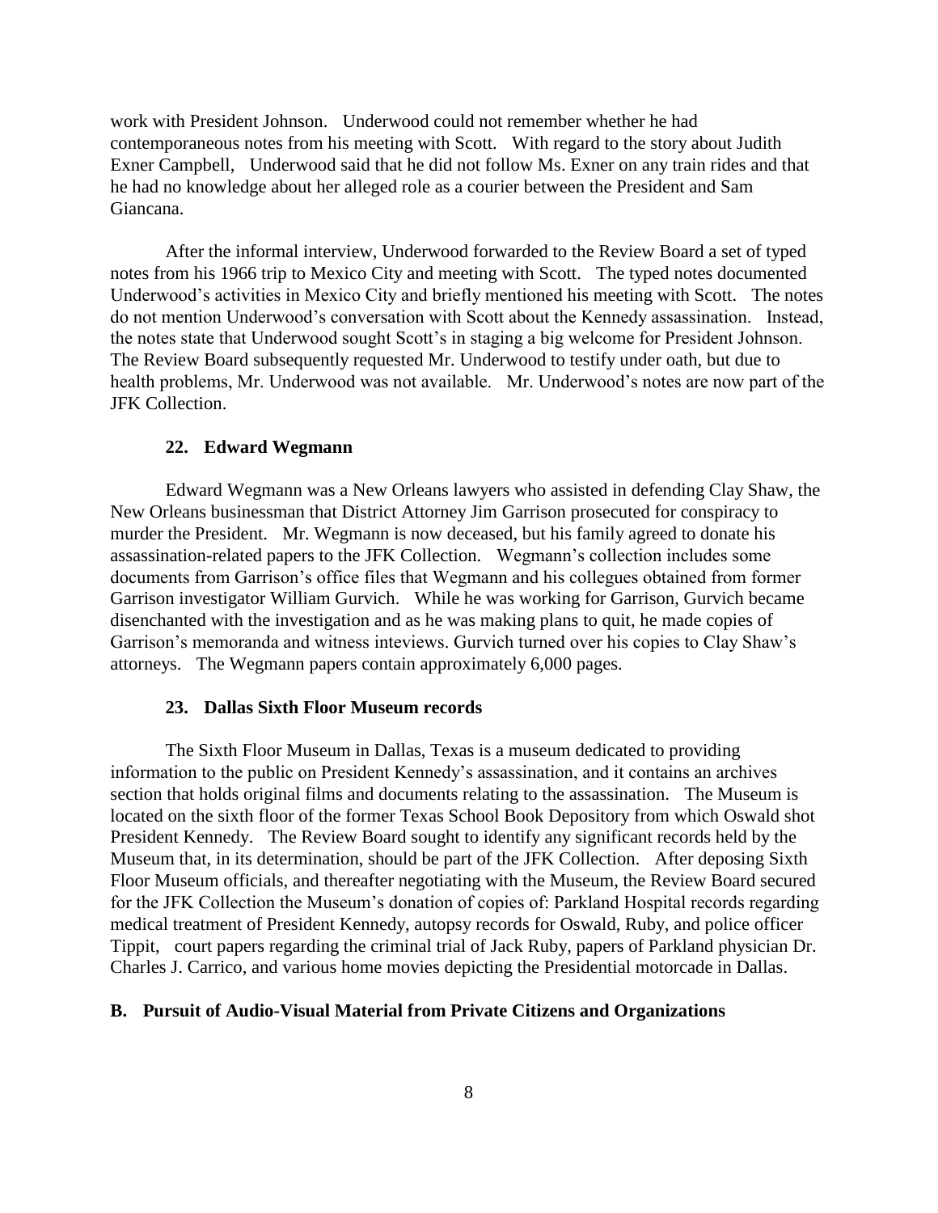work with President Johnson. Underwood could not remember whether he had contemporaneous notes from his meeting with Scott. With regard to the story about Judith Exner Campbell, Underwood said that he did not follow Ms. Exner on any train rides and that he had no knowledge about her alleged role as a courier between the President and Sam Giancana.

After the informal interview, Underwood forwarded to the Review Board a set of typed notes from his 1966 trip to Mexico City and meeting with Scott. The typed notes documented Underwood's activities in Mexico City and briefly mentioned his meeting with Scott. The notes do not mention Underwood's conversation with Scott about the Kennedy assassination. Instead, the notes state that Underwood sought Scott's in staging a big welcome for President Johnson. The Review Board subsequently requested Mr. Underwood to testify under oath, but due to health problems, Mr. Underwood was not available. Mr. Underwood's notes are now part of the JFK Collection.

### 22. Edward Wegmann

Edward Wegmann was a New Orleans lawyers who assisted in defending Clay Shaw, the New Orleans businessman that District Attorney Jim Garrison prosecuted for conspiracy to murder the President. Mr. Wegmann is now deceased, but his family agreed to donate his assassination-related papers to the JFK Collection. Wegmann's collection includes some documents from Garrison's office files that Wegmann and his collegues obtained from former Garrison investigator William Gurvich. While he was working for Garrison, Gurvich became disenchanted with the investigation and as he was making plans to quit, he made copies of Garrison's memoranda and witness inteviews. Gurvich turned over his copies to Clay Shaw's attorneys. The Wegmann papers contain approximately 6,000 pages.

### 23. Dallas Sixth Floor Museum records

The Sixth Floor Museum in Dallas, Texas is a museum dedicated to providing information to the public on President Kennedy's assassination, and it contains an archives section that holds original films and documents relating to the assassination. The Museum is located on the sixth floor of the former Texas School Book Depository from which Oswald shot President Kennedy. The Review Board sought to identify any significant records held by the Museum that, in its determination, should be part of the JFK Collection. After deposing Sixth Floor Museum officials, and thereafter negotiating with the Museum, the Review Board secured for the JFK Collection the Museum's donation of copies of: Parkland Hospital records regarding medical treatment of President Kennedy, autopsy records for Oswald, Ruby, and police officer Tippit, court papers regarding the criminal trial of Jack Ruby, papers of Parkland physician Dr. Charles J. Carrico, and various home movies depicting the Presidential motorcade in Dallas.

## B. Pursuit of Audio-Visual Material from Private Citizens and Organizations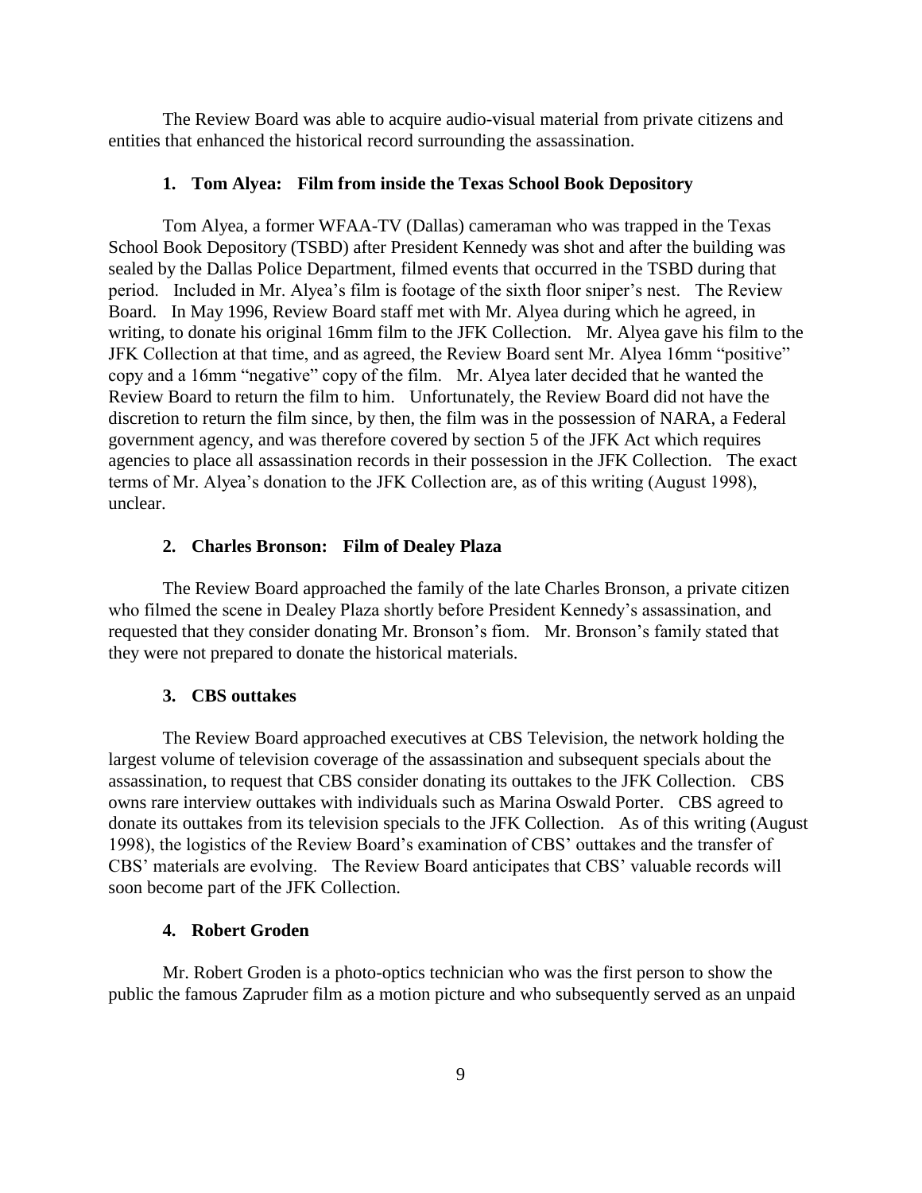The Review Board was able to acquire audio-visual material from private citizens and entities that enhanced the historical record surrounding the assassination.

### 1. Tom Alyea: Film from inside the Texas School Book Depository

Tom Alyea, a former WFAA-TV (Dallas) cameraman who was trapped in the Texas School Book Depository (TSBD) after President Kennedy was shot and after the building was sealed by the Dallas Police Department, filmed events that occurred in the TSBD during that period. Included in Mr. Alyea's film is footage of the sixth floor sniper's nest. The Review Board. In May 1996, Review Board staff met with Mr. Alyea during which he agreed, in writing, to donate his original 16mm film to the JFK Collection. Mr. Alyea gave his film to the JFK Collection at that time, and as agreed, the Review Board sent Mr. Alyea 16mm "positive" copy and a 16mm "negative" copy of the film. Mr. Alyea later decided that he wanted the Review Board to return the film to him. Unfortunately, the Review Board did not have the discretion to return the film since, by then, the film was in the possession of NARA, a Federal government agency, and was therefore covered by section 5 of the JFK Act which requires agencies to place all assassination records in their possession in the JFK Collection. The exact terms of Mr. Alyea's donation to the JFK Collection are, as of this writing (August 1998), unclear.

### 2. Charles Bronson: Film of Dealey Plaza

The Review Board approached the family of the late Charles Bronson, a private citizen who filmed the scene in Dealey Plaza shortly before President Kennedy's assassination, and requested that they consider donating Mr. Bronson's fiom. Mr. Bronson's family stated that they were not prepared to donate the historical materials.

### 3. CBS outtakes

The Review Board approached executives at CBS Television, the network holding the largest volume of television coverage of the assassination and subsequent specials about the assassination, to request that CBS consider donating its outtakes to the JFK Collection. CBS owns rare interview outtakes with individuals such as Marina Oswald Porter. CBS agreed to donate its outtakes from its television specials to the JFK Collection. As of this writing (August 1998), the logistics of the Review Board's examination of CBS' outtakes and the transfer of CBS' materials are evolving. The Review Board anticipates that CBS' valuable records will soon become part of the JFK Collection.

### 4. Robert Groden

Mr. Robert Groden is a photo-optics technician who was the first person to show the public the famous Zapruder film as a motion picture and who subsequently served as an unpaid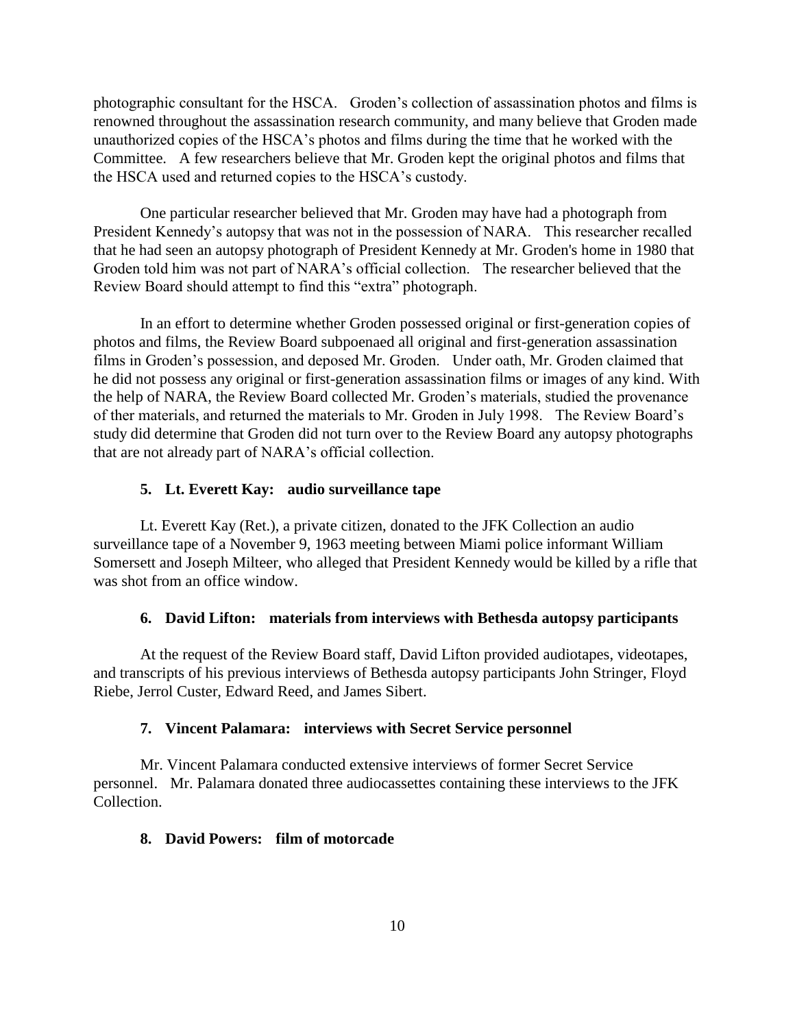photographic consultant for the HSCA. Groden's collection of assassination photos and films is renowned throughout the assassination research community, and many believe that Groden made unauthorized copies of the HSCA's photos and films during the time that he worked with the Committee. A few researchers believe that Mr. Groden kept the original photos and films that the HSCA used and returned copies to the HSCA's custody.

One particular researcher believed that Mr. Groden may have had a photograph from President Kennedy's autopsy that was not in the possession of NARA. This researcher recalled that he had seen an autopsy photograph of President Kennedy at Mr. Groden's home in 1980 that Groden told him was not part of NARA's official collection. The researcher believed that the Review Board should attempt to find this "extra" photograph.

In an effort to determine whether Groden possessed original or first-generation copies of photos and films, the Review Board subpoenaed all original and first-generation assassination films in Groden's possession, and deposed Mr. Groden. Under oath, Mr. Groden claimed that he did not possess any original or first-generation assassination films or images of any kind. With the help of NARA, the Review Board collected Mr. Groden's materials, studied the provenance of ther materials, and returned the materials to Mr. Groden in July 1998. The Review Board's study did determine that Groden did not turn over to the Review Board any autopsy photographs that are not already part of NARA's official collection.

**5. Lt. Everett Kay: audio surveillance tape**

Lt. Everett Kay (Ret.), a private citizen, donated to the JFK Collection an audio surveillance tape of a November 9, 1963 meeting between Miami police informant William Somersett and Joseph Milteer, who alleged that President Kennedy would be killed by a rifle that was shot from an office window.

**6. David Lifton: materials from interviews with Bethesda autopsy participants**

At the request of the Review Board staff, David Lifton provided audiotapes, videotapes, and transcripts of his previous interviews of Bethesda autopsy participants John Stringer, Floyd Riebe, Jerrol Custer, Edward Reed, and James Sibert.

**7. Vincent Palamara: interviews with Secret Service personnel**

Mr. Vincent Palamara conducted extensive interviews of former Secret Service personnel. Mr. Palamara donated three audiocassettes containing these interviews to the JFK Collection.

**8. David Powers: film of motorcade**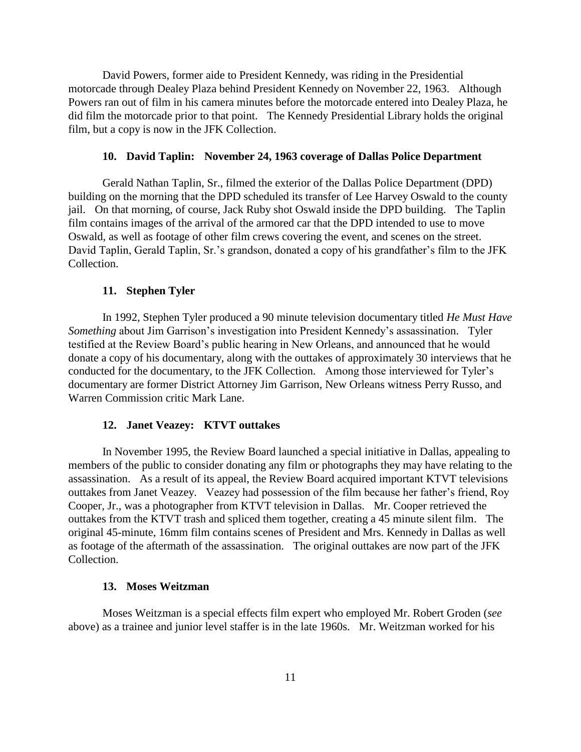David Powers, former aide to President Kennedy, was riding in the Presidential motorcade through Dealey Plaza behind President Kennedy on November 22, 1963. Although Powers ran out of film in his camera minutes before the motorcade entered into Dealey Plaza, he did film the motorcade prior to that point. The Kennedy Presidential Library holds the original film, but a copy is now in the JFK Collection.

### 10. David Taplin: November 24, 1963 coverage of Dallas Police Department

Gerald Nathan Taplin, Sr., filmed the exterior of the Dallas Police Department (DPD) building on the morning that the DPD scheduled its transfer of Lee Harvey Oswald to the county jail. On that morning, of course, Jack Ruby shot Oswald inside the DPD building. The Taplin film contains images of the arrival of the armored car that the DPD intended to use to move Oswald, as well as footage of other film crews covering the event, and scenes on the street. David Taplin, Gerald Taplin, Sr.'s grandson, donated a copy of his grandfather's film to the JFK Collection.

### 11. Stephen Tyler

In 1992, Stephen Tyler produced a 90 minute television documentary titled *He Must Have Something* about Jim Garrison's investigation into President Kennedy's assassination. Tyler testified at the Review Board's public hearing in New Orleans, and announced that he would donate a copy of his documentary, along with the outtakes of approximately 30 interviews that he conducted for the documentary, to the JFK Collection. Among those interviewed for Tyler's documentary are former District Attorney Jim Garrison, New Orleans witness Perry Russo, and Warren Commission critic Mark Lane.

### 12. Janet Veazey: KTVT outtakes

In November 1995, the Review Board launched a special initiative in Dallas, appealing to members of the public to consider donating any film or photographs they may have relating to the assassination. As a result of its appeal, the Review Board acquired important KTVT televisions outtakes from Janet Veazey. Veazey had possession of the film because her father's friend, Roy Cooper, Jr., was a photographer from KTVT television in Dallas. Mr. Cooper retrieved the outtakes from the KTVT trash and spliced them together, creating a 45 minute silent film. The original 45-minute, 16mm film contains scenes of President and Mrs. Kennedy in Dallas as well as footage of the aftermath of the assassination. The original outtakes are now part of the JFK Collection.

### 13. Moses Weitzman

Moses Weitzman is a special effects film expert who employed Mr. Robert Groden (*see* above) as a trainee and junior level staffer is in the late 1960s. Mr. Weitzman worked for his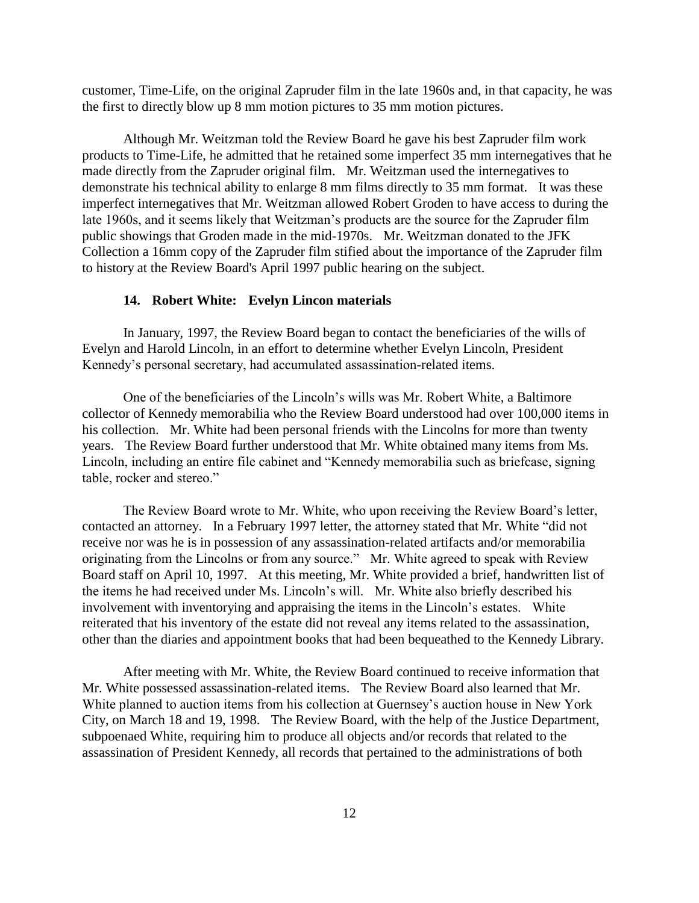customer, Time-Life, on the original Zapruder film in the late 1960s and, in that capacity, he was the first to directly blow up 8 mm motion pictures to 35 mm motion pictures.

Although Mr. Weitzman told the Review Board he gave his best Zapruder film work products to Time-Life, he admitted that he retained some imperfect 35 mm internegatives that he made directly from the Zapruder original film. Mr. Weitzman used the internegatives to demonstrate his technical ability to enlarge 8 mm films directly to 35 mm format. It was these imperfect internegatives that Mr. Weitzman allowed Robert Groden to have access to during the late 1960s, and it seems likely that Weitzman's products are the source for the Zapruder film public showings that Groden made in the mid-1970s. Mr. Weitzman donated to the JFK Collection a 16mm copy of the Zapruder film stified about the importance of the Zapruder film to history at the Review Board's April 1997 public hearing on the subject.

### 14. Robert White: Evelyn Lincon materials

In January, 1997, the Review Board began to contact the beneficiaries of the wills of Evelyn and Harold Lincoln, in an effort to determine whether Evelyn Lincoln, President Kennedy's personal secretary, had accumulated assassination-related items.

One of the beneficiaries of the Lincoln's wills was Mr. Robert White, a Baltimore collector of Kennedy memorabilia who the Review Board understood had over 100,000 items in his collection. Mr. White had been personal friends with the Lincolns for more than twenty years. The Review Board further understood that Mr. White obtained many items from Ms. Lincoln, including an entire file cabinet and "Kennedy memorabilia such as briefcase, signing table, rocker and stereo."

The Review Board wrote to Mr. White, who upon receiving the Review Board's letter, contacted an attorney. In a February 1997 letter, the attorney stated that Mr. White "did not receive nor was he is in possession of any assassination-related artifacts and/or memorabilia originating from the Lincolns or from any source." Mr. White agreed to speak with Review Board staff on April 10, 1997. At this meeting, Mr. White provided a brief, handwritten list of the items he had received under Ms. Lincoln's will. Mr. White also briefly described his involvement with inventorying and appraising the items in the Lincoln's estates. White reiterated that his inventory of the estate did not reveal any items related to the assassination, other than the diaries and appointment books that had been bequeathed to the Kennedy Library.

After meeting with Mr. White, the Review Board continued to receive information that Mr. White possessed assassination-related items. The Review Board also learned that Mr. White planned to auction items from his collection at Guernsey's auction house in New York City, on March 18 and 19, 1998. The Review Board, with the help of the Justice Department, subpoenaed White, requiring him to produce all objects and/or records that related to the assassination of President Kennedy, all records that pertained to the administrations of both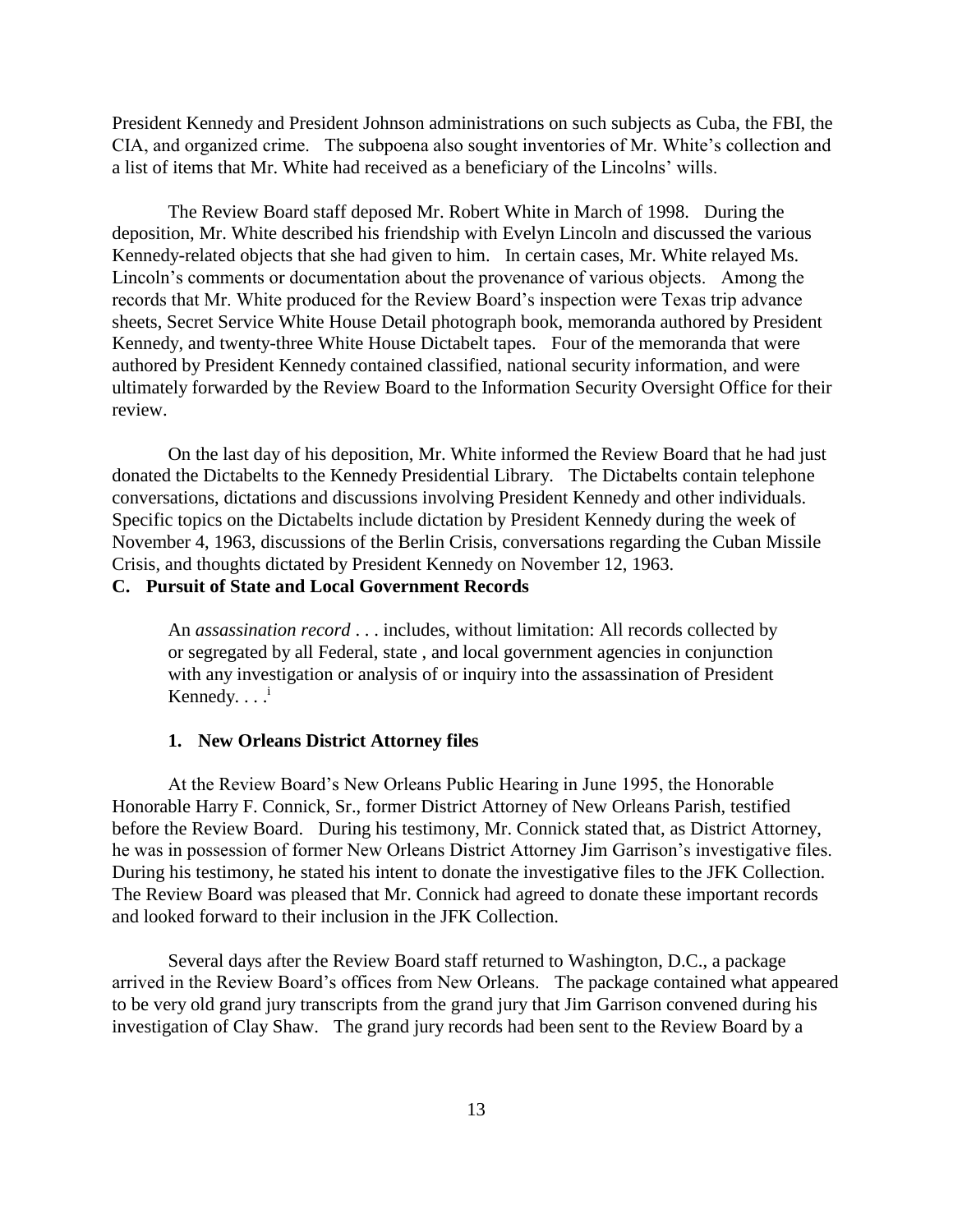President Kennedy and President Johnson administrations on such subjects as Cuba, the FBI, the CIA, and organized crime. The subpoena also sought inventories of Mr. White's collection and a list of items that Mr. White had received as a beneficiary of the Lincolns' wills.

The Review Board staff deposed Mr. Robert White in March of 1998. During the deposition, Mr. White described his friendship with Evelyn Lincoln and discussed the various Kennedy-related objects that she had given to him. In certain cases, Mr. White relayed Ms. Lincoln's comments or documentation about the provenance of various objects. Among the records that Mr. White produced for the Review Board's inspection were Texas trip advance sheets, Secret Service White House Detail photograph book, memoranda authored by President Kennedy, and twenty-three White House Dictabelt tapes. Four of the memoranda that were authored by President Kennedy contained classified, national security information, and were ultimately forwarded by the Review Board to the Information Security Oversight Office for their review.

On the last day of his deposition, Mr. White informed the Review Board that he had just donated the Dictabelts to the Kennedy Presidential Library. The Dictabelts contain telephone conversations, dictations and discussions involving President Kennedy and other individuals. Specific topics on the Dictabelts include dictation by President Kennedy during the week of November 4, 1963, discussions of the Berlin Crisis, conversations regarding the Cuban Missile Crisis, and thoughts dictated by President Kennedy on November 12, 1963.

### C. Pursuit of State and Local Government Records

> An *assassination record* . . . includes, without limitation: All records collected by or segregated by all Federal, state , and local government agencies in conjunction with any investigation or analysis of or inquiry into the assassination of President Kennedy. . . .[i]

#### 1. New Orleans District Attorney files

At the Review Board's New Orleans Public Hearing in June 1995, the Honorable Honorable Harry F. Connick, Sr., former District Attorney of New Orleans Parish, testified before the Review Board. During his testimony, Mr. Connick stated that, as District Attorney, he was in possession of former New Orleans District Attorney Jim Garrison's investigative files. During his testimony, he stated his intent to donate the investigative files to the JFK Collection. The Review Board was pleased that Mr. Connick had agreed to donate these important records and looked forward to their inclusion in the JFK Collection.

Several days after the Review Board staff returned to Washington, D.C., a package arrived in the Review Board's offices from New Orleans. The package contained what appeared to be very old grand jury transcripts from the grand jury that Jim Garrison convened during his investigation of Clay Shaw. The grand jury records had been sent to the Review Board by a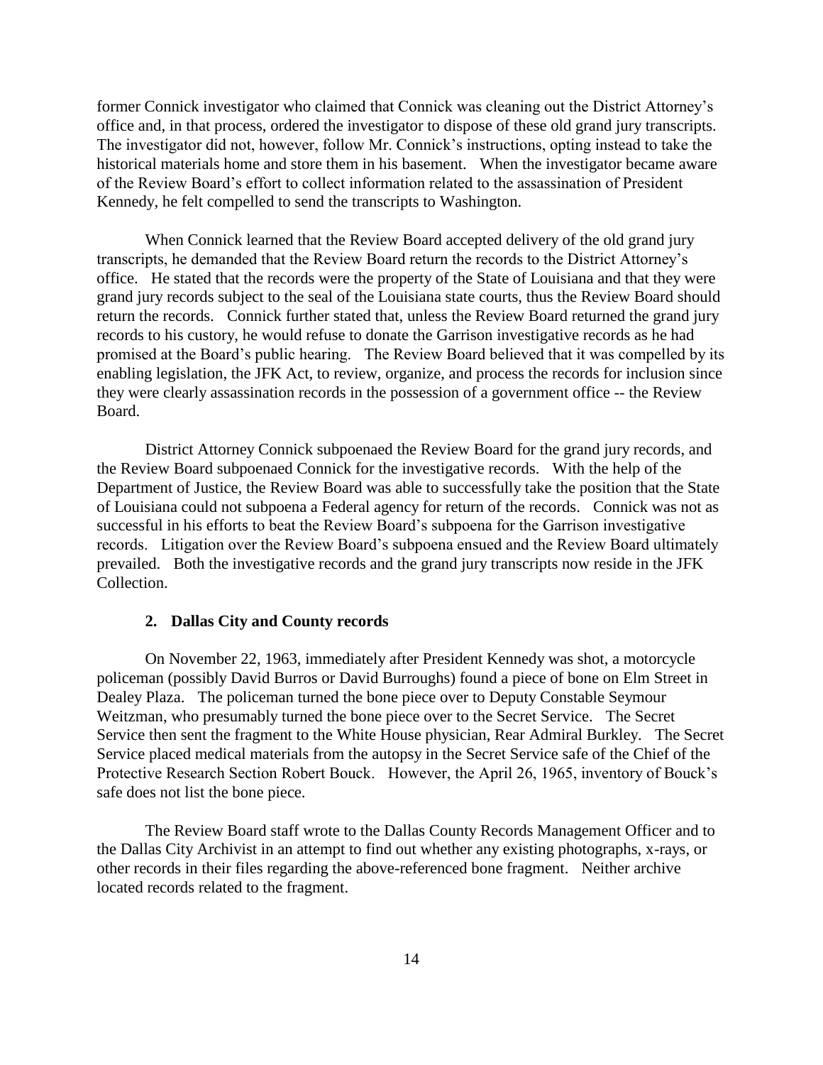former Connick investigator who claimed that Connick was cleaning out the District Attorney's office and, in that process, ordered the investigator to dispose of these old grand jury transcripts. The investigator did not, however, follow Mr. Connick's instructions, opting instead to take the historical materials home and store them in his basement. When the investigator became aware of the Review Board's effort to collect information related to the assassination of President Kennedy, he felt compelled to send the transcripts to Washington.

When Connick learned that the Review Board accepted delivery of the old grand jury transcripts, he demanded that the Review Board return the records to the District Attorney's office. He stated that the records were the property of the State of Louisiana and that they were grand jury records subject to the seal of the Louisiana state courts, thus the Review Board should return the records. Connick further stated that, unless the Review Board returned the grand jury records to his custody, he would refuse to donate the Garrison investigative records as he had promised at the Board's public hearing. The Review Board believed that it was compelled by its enabling legislation, the JFK Act, to review, organize, and process the records for inclusion since they were clearly assassination records in the possession of a government office -- the Review Board.

District Attorney Connick subpoenaed the Review Board for the grand jury records, and the Review Board subpoenaed Connick for the investigative records. With the help of the Department of Justice, the Review Board was able to successfully take the position that the State of Louisiana could not subpoena a Federal agency for return of the records. Connick was not as successful in his efforts to beat the Review Board's subpoena for the Garrison investigative records. Litigation over the Review Board's subpoena ensued and the Review Board ultimately prevailed. Both the investigative records and the grand jury transcripts now reside in the JFK Collection.

#### 2. Dallas City and County records

On November 22, 1963, immediately after President Kennedy was shot, a motorcycle policeman (possibly David Burros or David Burroughs) found a piece of bone on Elm Street in Dealey Plaza. The policeman turned the bone piece over to Deputy Constable Seymour Weitzman, who presumably turned the bone piece over to the Secret Service. The Secret Service then sent the fragment to the White House physician, Rear Admiral Burkley. The Secret Service placed medical materials from the autopsy in the Secret Service safe of the Chief of the Protective Research Section Robert Bouck. However, the April 26, 1965, inventory of Bouck's safe does not list the bone piece.

The Review Board staff wrote to the Dallas County Records Management Officer and to the Dallas City Archivist in an attempt to find out whether any existing photographs, x-rays, or other records in their files regarding the above-referenced bone fragment. Neither archive located records related to the fragment.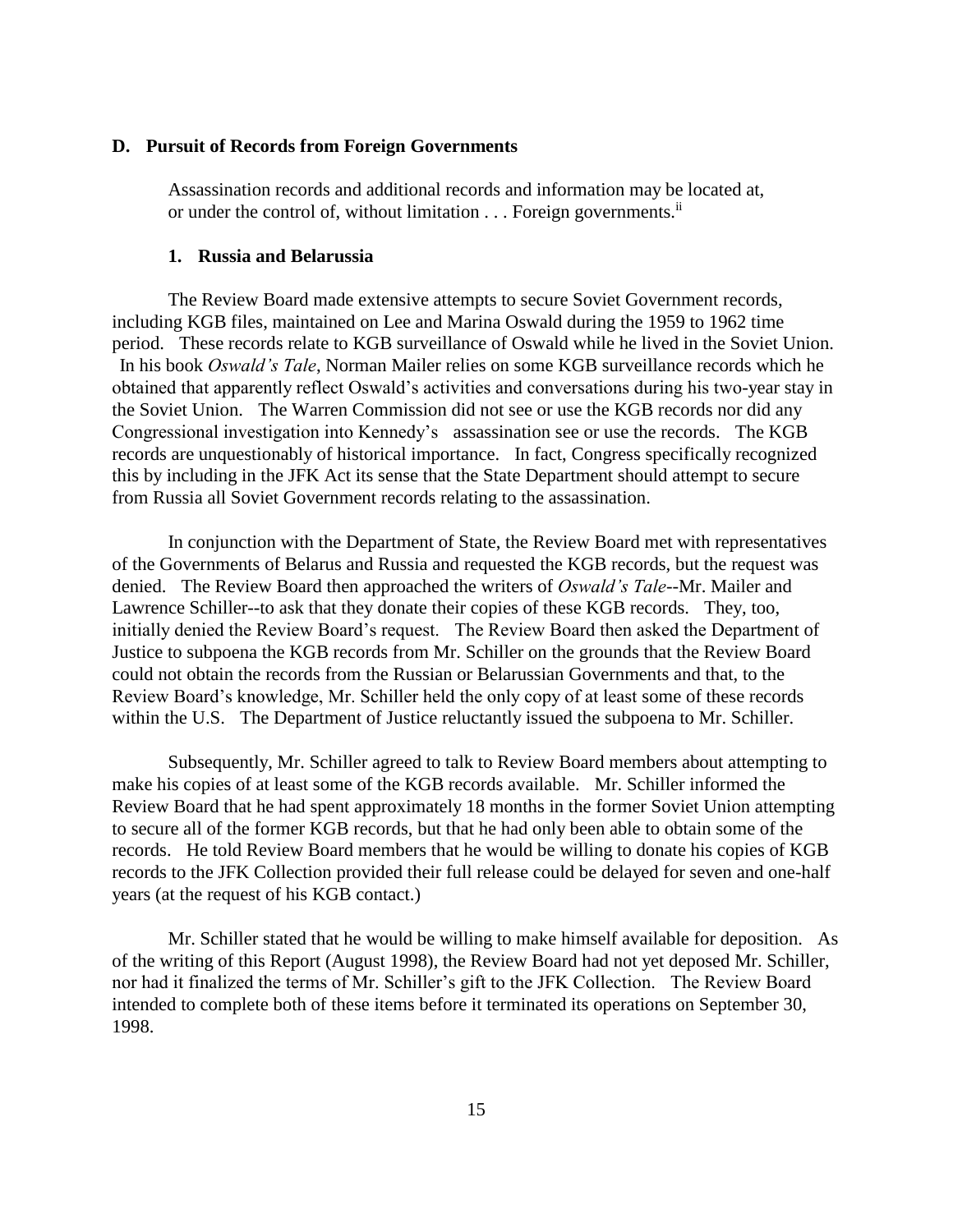### D. Pursuit of Records from Foreign Governments

> Assassination records and additional records and information may be located at, or under the control of, without limitation . . . Foreign governments.[ii]

#### 1. Russia and Belarussia

The Review Board made extensive attempts to secure Soviet Government records, including KGB files, maintained on Lee and Marina Oswald during the 1959 to 1962 time period. These records relate to KGB surveillance of Oswald while he lived in the Soviet Union. In his book *Oswald's Tale*, Norman Mailer relies on some KGB surveillance records which he obtained that apparently reflect Oswald's activities and conversations during his two-year stay in the Soviet Union. The Warren Commission did not see or use the KGB records nor did any Congressional investigation into Kennedy's assassination see or use the records. The KGB records are unquestionably of historical importance. In fact, Congress specifically recognized this by including in the JFK Act its sense that the State Department should attempt to secure from Russia all Soviet Government records relating to the assassination.

In conjunction with the Department of State, the Review Board met with representatives of the Governments of Belarus and Russia and requested the KGB records, but the request was denied. The Review Board then approached the writers of *Oswald's Tale*--Mr. Mailer and Lawrence Schiller--to ask that they donate their copies of these KGB records. They, too, initially denied the Review Board's request. The Review Board then asked the Department of Justice to subpoena the KGB records from Mr. Schiller on the grounds that the Review Board could not obtain the records from the Russian or Belarussian Governments and that, to the Review Board's knowledge, Mr. Schiller held the only copy of at least some of these records within the U.S. The Department of Justice reluctantly issued the subpoena to Mr. Schiller.

Subsequently, Mr. Schiller agreed to talk to Review Board members about attempting to make his copies of at least some of the KGB records available. Mr. Schiller informed the Review Board that he had spent approximately 18 months in the former Soviet Union attempting to secure all of the former KGB records, but that he had only been able to obtain some of the records. He told Review Board members that he would be willing to donate his copies of KGB records to the JFK Collection provided their full release could be delayed for seven and one-half years (at the request of his KGB contact.)

Mr. Schiller stated that he would be willing to make himself available for deposition. As of the writing of this Report (August 1998), the Review Board had not yet deposed Mr. Schiller, nor had it finalized the terms of Mr. Schiller's gift to the JFK Collection. The Review Board intended to complete both of these items before it terminated its operations on September 30, 1998.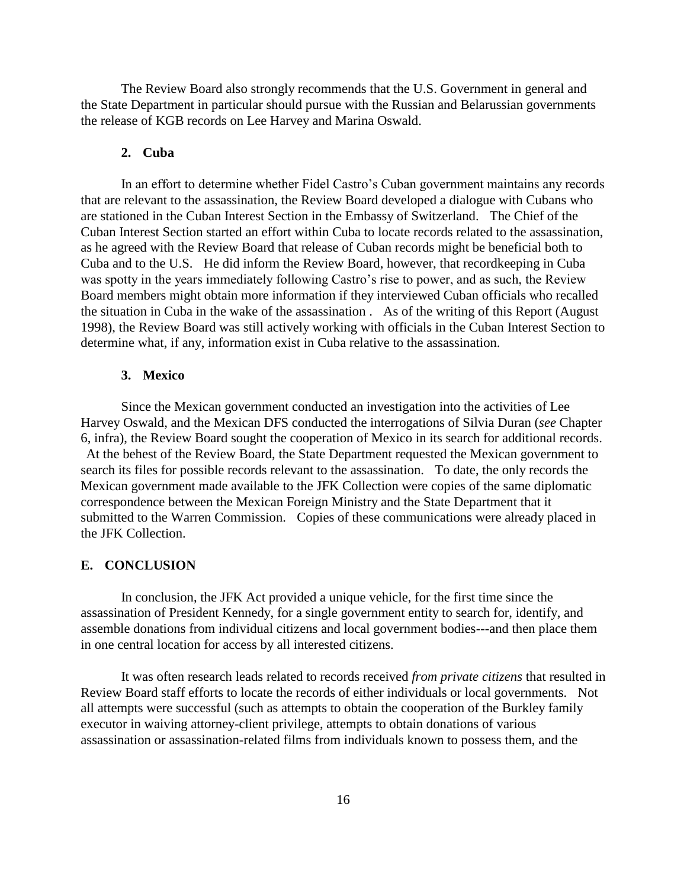The Review Board also strongly recommends that the U.S. Government in general and the State Department in particular should pursue with the Russian and Belarussian governments the release of KGB records on Lee Harvey and Marina Oswald.

### 2. Cuba

In an effort to determine whether Fidel Castro's Cuban government maintains any records that are relevant to the assassination, the Review Board developed a dialogue with Cubans who are stationed in the Cuban Interest Section in the Embassy of Switzerland. The Chief of the Cuban Interest Section started an effort within Cuba to locate records related to the assassination, as he agreed with the Review Board that release of Cuban records might be beneficial both to Cuba and to the U.S. He did inform the Review Board, however, that recordkeeping in Cuba was spotty in the years immediately following Castro's rise to power, and as such, the Review Board members might obtain more information if they interviewed Cuban officials who recalled the situation in Cuba in the wake of the assassination . As of the writing of this Report (August 1998), the Review Board was still actively working with officials in the Cuban Interest Section to determine what, if any, information exist in Cuba relative to the assassination.

### 3. Mexico

Since the Mexican government conducted an investigation into the activities of Lee Harvey Oswald, and the Mexican DFS conducted the interrogations of Silvia Duran (*see* Chapter 6, infra), the Review Board sought the cooperation of Mexico in its search for additional records. At the behest of the Review Board, the State Department requested the Mexican government to search its files for possible records relevant to the assassination. To date, the only records the Mexican government made available to the JFK Collection were copies of the same diplomatic correspondence between the Mexican Foreign Ministry and the State Department that it submitted to the Warren Commission. Copies of these communications were already placed in the JFK Collection.

## E. CONCLUSION

In conclusion, the JFK Act provided a unique vehicle, for the first time since the assassination of President Kennedy, for a single government entity to search for, identify, and assemble donations from individual citizens and local government bodies---and then place them in one central location for access by all interested citizens.

It was often research leads related to records received *from private citizens* that resulted in Review Board staff efforts to locate the records of either individuals or local governments. Not all attempts were successful (such as attempts to obtain the cooperation of the Burkley family executor in waiving attorney-client privilege, attempts to obtain donations of various assassination or assassination-related films from individuals known to possess them, and the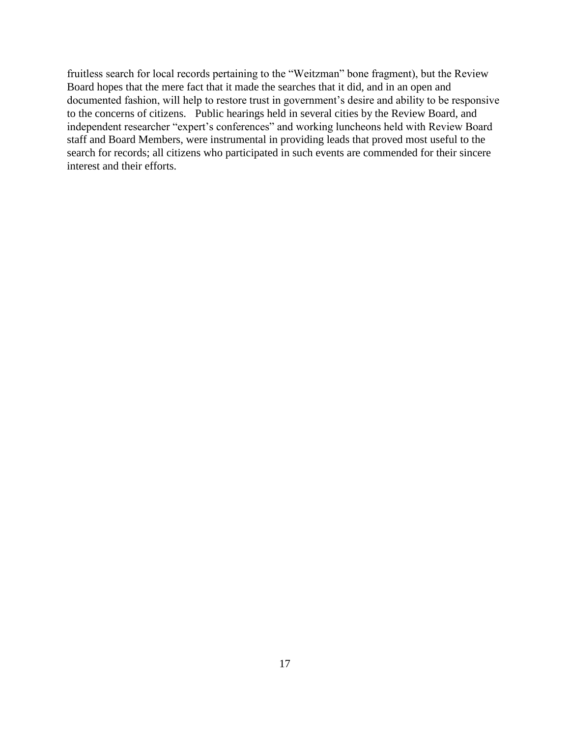fruitless search for local records pertaining to the "Weitzman" bone fragment), but the Review Board hopes that the mere fact that it made the searches that it did, and in an open and documented fashion, will help to restore trust in government's desire and ability to be responsive to the concerns of citizens. Public hearings held in several cities by the Review Board, and independent researcher "expert's conferences" and working luncheons held with Review Board staff and Board Members, were instrumental in providing leads that proved most useful to the search for records; all citizens who participated in such events are commended for their sincere interest and their efforts.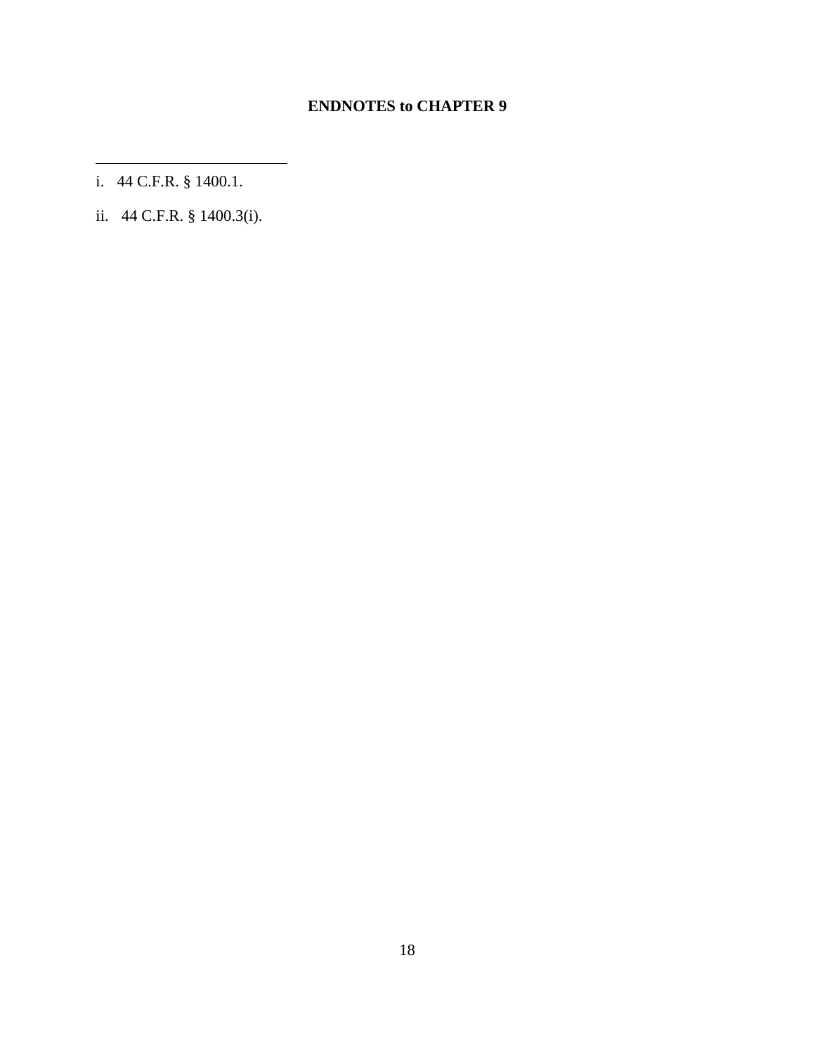**ENDNOTES to CHAPTER 9**

---

i. 44 C.F.R. § 1400.1.

ii. 44 C.F.R. § 1400.3(i).